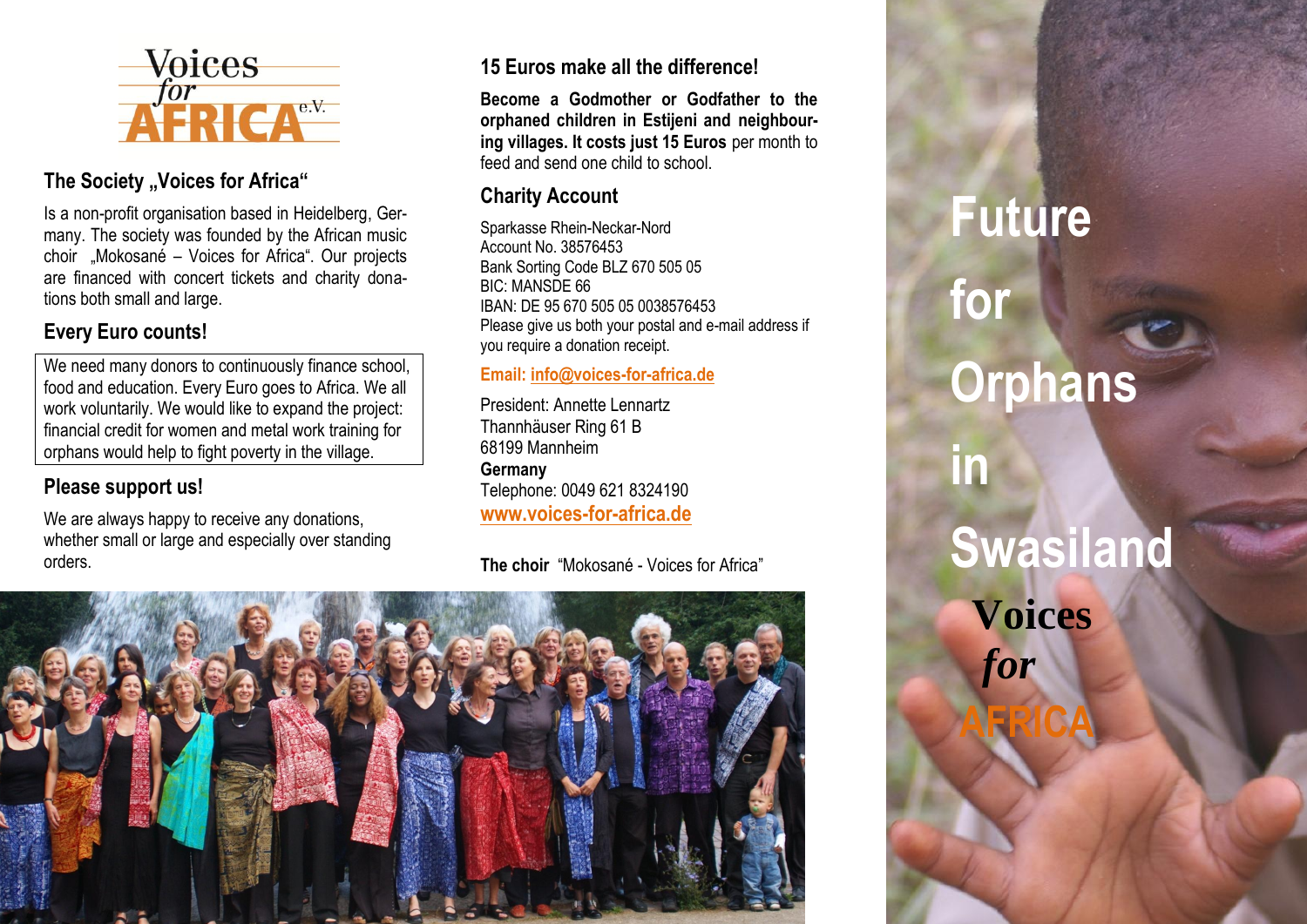Voices for AFRICA e.V.

## The Society „Voices for Africa“

Is a non-profit organisation based in Heidelberg, Germany. The society was founded by the African music choir „Mokosané – Voices for Africa“. Our projects are financed with concert tickets and charity donations both small and large.

## Every Euro counts!

We need many donors to continuously finance school, food and education. Every Euro goes to Africa. We all work voluntarily. We would like to expand the project: financial credit for women and metal work training for orphans would help to fight poverty in the village.

## Please support us!

We are always happy to receive any donations, whether small or large and especially over standing orders.

## 15 Euros make all the difference!

**Become a Godmother or Godfather to the orphaned children in Estijeni and neighbouring villages. It costs just 15 Euros** per month to feed and send one child to school.

## Charity Account

Sparkasse Rhein-Neckar-Nord
Account No. 38576453
Bank Sorting Code BLZ 670 505 05
BIC: MANSDE 66
IBAN: DE 95 670 505 05 0038576453
Please give us both your postal and e-mail address if you require a donation receipt.

**Email: info@voices-for-africa.de**

President: Annette Lennartz
Thannhäuser Ring 61 B
68199 Mannheim
**Germany**
Telephone: 0049 621 8324190
**www.voices-for-africa.de**

**The choir** “Mokosané - Voices for Africa”

# Future for Orphans in Swasiland

Voices for AFRICA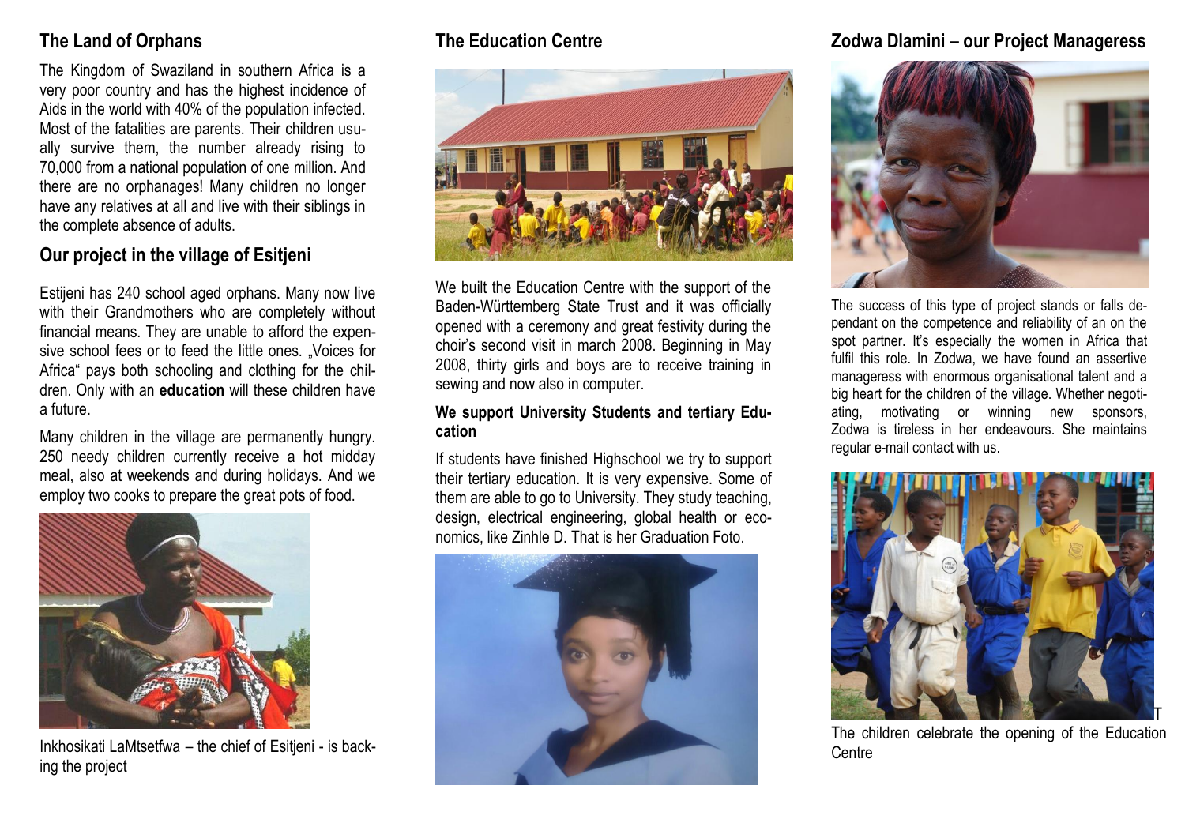## The Land of Orphans

The Kingdom of Swaziland in southern Africa is a very poor country and has the highest incidence of Aids in the world with 40% of the population infected. Most of the fatalities are parents. Their children usually survive them, the number already rising to 70,000 from a national population of one million. And there are no orphanages! Many children no longer have any relatives at all and live with their siblings in the complete absence of adults.

## Our project in the village of Esitjeni

Estijeni has 240 school aged orphans. Many now live with their Grandmothers who are completely without financial means. They are unable to afford the expensive school fees or to feed the little ones. „Voices for Africa" pays both schooling and clothing for the children. Only with an **education** will these children have a future.

Many children in the village are permanently hungry. 250 needy children currently receive a hot midday meal, also at weekends and during holidays. And we employ two cooks to prepare the great pots of food.

Inkhosikati LaMtsetfwa – the chief of Esitjeni - is backing the project

## The Education Centre

We built the Education Centre with the support of the Baden-Württemberg State Trust and it was officially opened with a ceremony and great festivity during the choir's second visit in march 2008. Beginning in May 2008, thirty girls and boys are to receive training in sewing and now also in computer.

**We support University Students and tertiary Education**

If students have finished Highschool we try to support their tertiary education. It is very expensive. Some of them are able to go to University. They study teaching, design, electrical engineering, global health or economics, like Zinhle D. That is her Graduation Foto.

## Zodwa Dlamini – our Project Manageress

The success of this type of project stands or falls dependant on the competence and reliability of an on the spot partner. It's especially the women in Africa that fulfil this role. In Zodwa, we have found an assertive manageress with enormous organisational talent and a big heart for the children of the village. Whether negotiating, motivating or winning new sponsors, Zodwa is tireless in her endeavours. She maintains regular e-mail contact with us.

The children celebrate the opening of the Education Centre